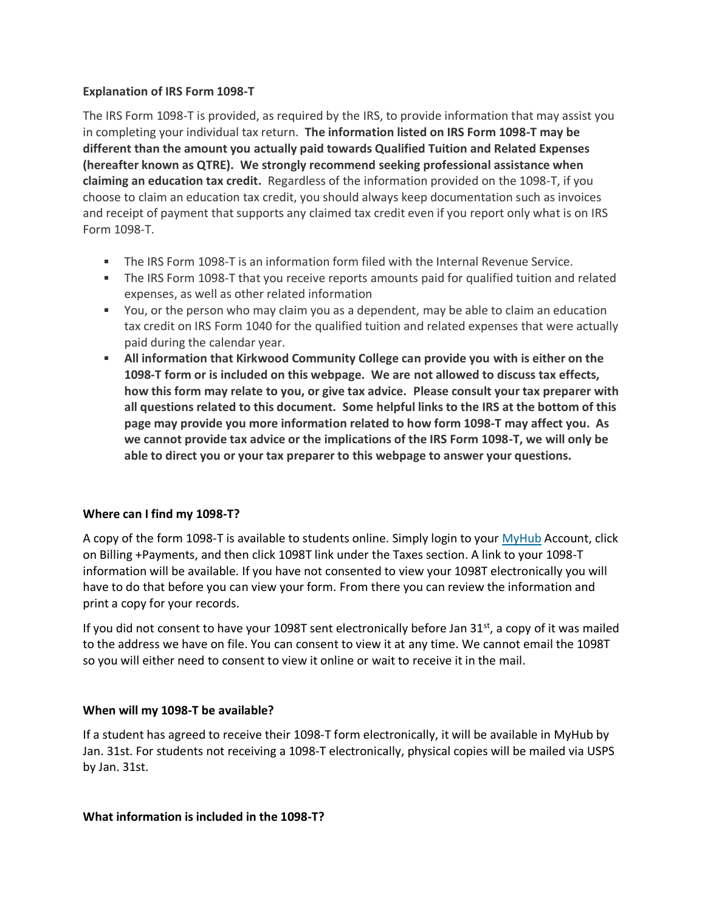**Explanation of IRS Form 1098-T**

The IRS Form 1098-T is provided, as required by the IRS, to provide information that may assist you in completing your individual tax return. **The information listed on IRS Form 1098-T may be different than the amount you actually paid towards Qualified Tuition and Related Expenses (hereafter known as QTRE). We strongly recommend seeking professional assistance when claiming an education tax credit.** Regardless of the information provided on the 1098-T, if you choose to claim an education tax credit, you should always keep documentation such as invoices and receipt of payment that supports any claimed tax credit even if you report only what is on IRS Form 1098-T.

- The IRS Form 1098-T is an information form filed with the Internal Revenue Service.
- The IRS Form 1098-T that you receive reports amounts paid for qualified tuition and related expenses, as well as other related information
- You, or the person who may claim you as a dependent, may be able to claim an education tax credit on IRS Form 1040 for the qualified tuition and related expenses that were actually paid during the calendar year.
- **All information that Kirkwood Community College can provide you with is either on the 1098-T form or is included on this webpage. We are not allowed to discuss tax effects, how this form may relate to you, or give tax advice. Please consult your tax preparer with all questions related to this document. Some helpful links to the IRS at the bottom of this page may provide you more information related to how form 1098-T may affect you. As we cannot provide tax advice or the implications of the IRS Form 1098-T, we will only be able to direct you or your tax preparer to this webpage to answer your questions.**

**Where can I find my 1098-T?**

A copy of the form 1098-T is available to students online. Simply login to your MyHub Account, click on Billing +Payments, and then click 1098T link under the Taxes section. A link to your 1098-T information will be available. If you have not consented to view your 1098T electronically you will have to do that before you can view your form. From there you can review the information and print a copy for your records.

If you did not consent to have your 1098T sent electronically before Jan 31st, a copy of it was mailed to the address we have on file. You can consent to view it at any time. We cannot email the 1098T so you will either need to consent to view it online or wait to receive it in the mail.

**When will my 1098-T be available?**

If a student has agreed to receive their 1098-T form electronically, it will be available in MyHub by Jan. 31st. For students not receiving a 1098-T electronically, physical copies will be mailed via USPS by Jan. 31st.

**What information is included in the 1098-T?**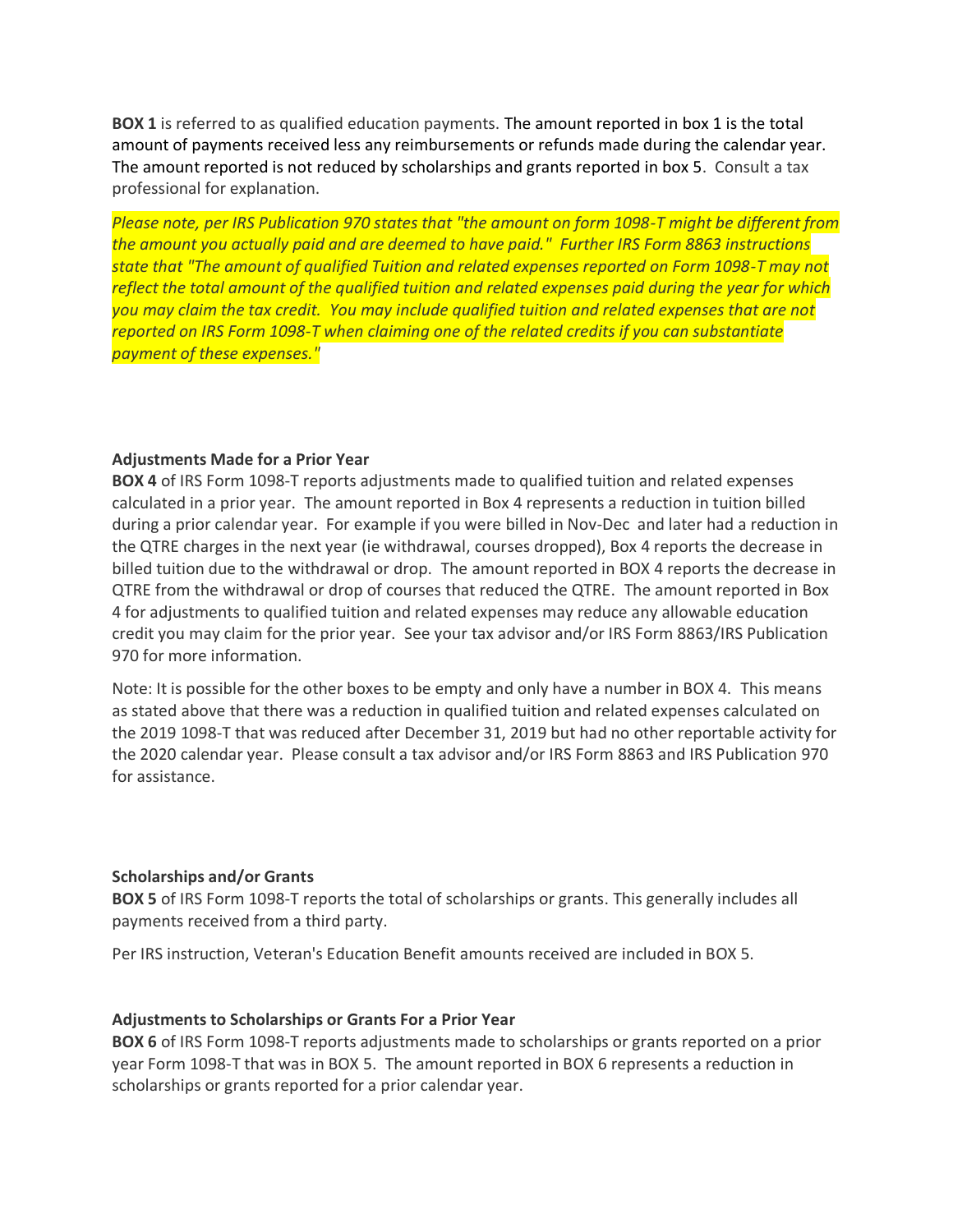**BOX 1** is referred to as qualified education payments. The amount reported in box 1 is the total amount of payments received less any reimbursements or refunds made during the calendar year. The amount reported is not reduced by scholarships and grants reported in box 5. Consult a tax professional for explanation.

*Please note, per IRS Publication 970 states that "the amount on form 1098-T might be different from the amount you actually paid and are deemed to have paid." Further IRS Form 8863 instructions state that "The amount of qualified Tuition and related expenses reported on Form 1098-T may not reflect the total amount of the qualified tuition and related expenses paid during the year for which you may claim the tax credit. You may include qualified tuition and related expenses that are not reported on IRS Form 1098-T when claiming one of the related credits if you can substantiate payment of these expenses."*

**Adjustments Made for a Prior Year**

**BOX 4** of IRS Form 1098-T reports adjustments made to qualified tuition and related expenses calculated in a prior year. The amount reported in Box 4 represents a reduction in tuition billed during a prior calendar year. For example if you were billed in Nov-Dec and later had a reduction in the QTRE charges in the next year (ie withdrawal, courses dropped), Box 4 reports the decrease in billed tuition due to the withdrawal or drop. The amount reported in BOX 4 reports the decrease in QTRE from the withdrawal or drop of courses that reduced the QTRE. The amount reported in Box 4 for adjustments to qualified tuition and related expenses may reduce any allowable education credit you may claim for the prior year. See your tax advisor and/or IRS Form 8863/IRS Publication 970 for more information.

Note: It is possible for the other boxes to be empty and only have a number in BOX 4. This means as stated above that there was a reduction in qualified tuition and related expenses calculated on the 2019 1098-T that was reduced after December 31, 2019 but had no other reportable activity for the 2020 calendar year. Please consult a tax advisor and/or IRS Form 8863 and IRS Publication 970 for assistance.

**Scholarships and/or Grants**

**BOX 5** of IRS Form 1098-T reports the total of scholarships or grants. This generally includes all payments received from a third party.

Per IRS instruction, Veteran's Education Benefit amounts received are included in BOX 5.

**Adjustments to Scholarships or Grants For a Prior Year**

**BOX 6** of IRS Form 1098-T reports adjustments made to scholarships or grants reported on a prior year Form 1098-T that was in BOX 5. The amount reported in BOX 6 represents a reduction in scholarships or grants reported for a prior calendar year.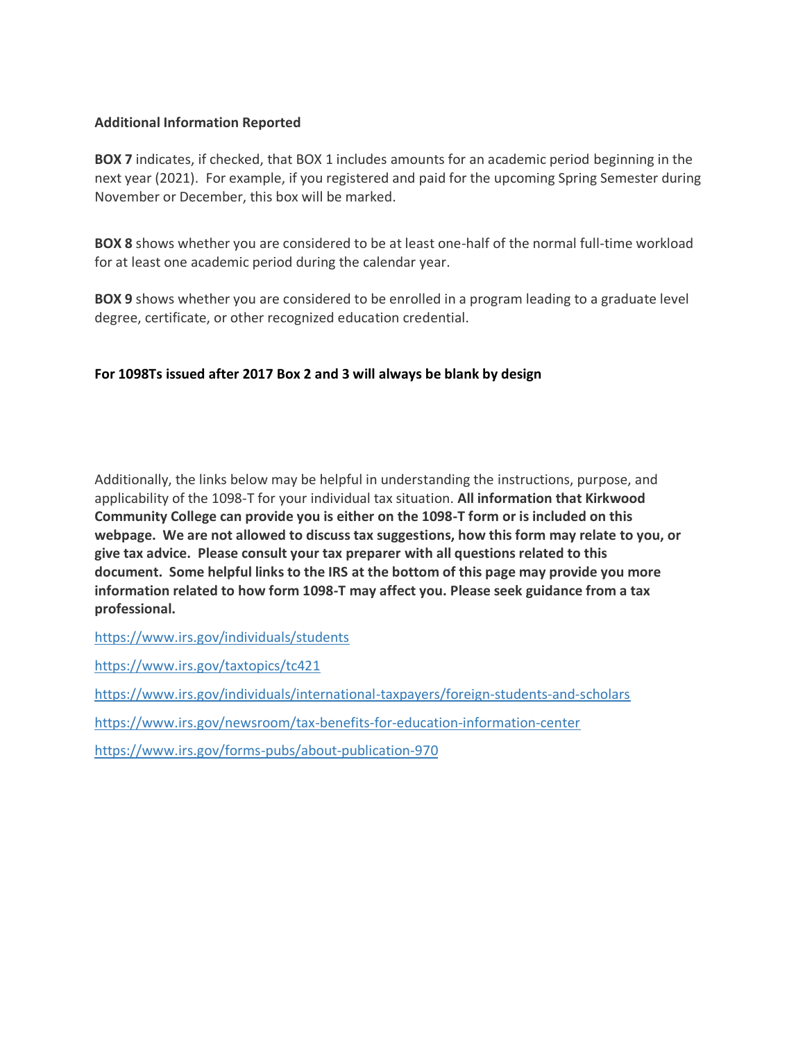**Additional Information Reported**

**BOX 7** indicates, if checked, that BOX 1 includes amounts for an academic period beginning in the next year (2021). For example, if you registered and paid for the upcoming Spring Semester during November or December, this box will be marked.

**BOX 8** shows whether you are considered to be at least one-half of the normal full-time workload for at least one academic period during the calendar year.

**BOX 9** shows whether you are considered to be enrolled in a program leading to a graduate level degree, certificate, or other recognized education credential.

**For 1098Ts issued after 2017 Box 2 and 3 will always be blank by design**

Additionally, the links below may be helpful in understanding the instructions, purpose, and applicability of the 1098-T for your individual tax situation. **All information that Kirkwood Community College can provide you is either on the 1098-T form or is included on this webpage. We are not allowed to discuss tax suggestions, how this form may relate to you, or give tax advice. Please consult your tax preparer with all questions related to this document. Some helpful links to the IRS at the bottom of this page may provide you more information related to how form 1098-T may affect you. Please seek guidance from a tax professional.**

https://www.irs.gov/individuals/students

https://www.irs.gov/taxtopics/tc421

https://www.irs.gov/individuals/international-taxpayers/foreign-students-and-scholars

https://www.irs.gov/newsroom/tax-benefits-for-education-information-center

https://www.irs.gov/forms-pubs/about-publication-970